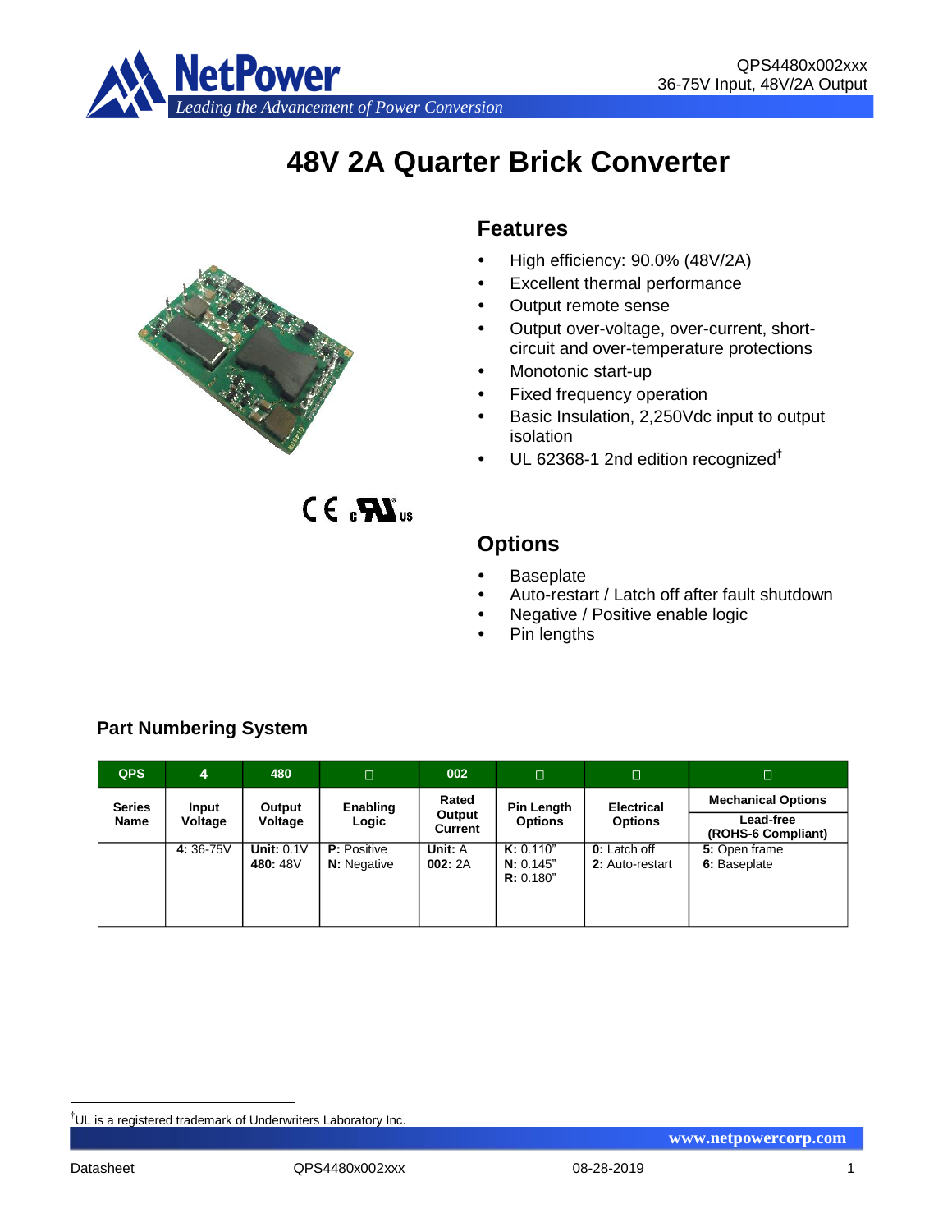# 48V 2A Quarter Brick Converter

## Features

- High efficiency: 90.0% (48V/2A)
- Excellent thermal performance
- Output remote sense
- Output over-voltage, over-current, short-circuit and over-temperature protections
- Monotonic start-up
- Fixed frequency operation
- Basic Insulation, 2,250Vdc input to output isolation
- UL 62368-1 2nd edition recognized†

## Options

- Baseplate
- Auto-restart / Latch off after fault shutdown
- Negative / Positive enable logic
- Pin lengths

### Part Numbering System

| QPS | 4 | 480 | □ | 002 | □ | □ | □ |
|---|---|---|---|---|---|---|---|
| **Series Name** | **Input Voltage** | **Output Voltage** | **Enabling Logic** | **Rated Output Current** | **Pin Length Options** | **Electrical Options** | **Mechanical Options** / **Lead-free (ROHS-6 Compliant)** |
| | **4:** 36-75V | **Unit:** 0.1V<br>**480:** 48V | **P:** Positive<br>**N:** Negative | **Unit:** A<br>**002:** 2A | **K:** 0.110"<br>**N:** 0.145"<br>**R:** 0.180" | **0:** Latch off<br>**2:** Auto-restart | **5:** Open frame<br>**6:** Baseplate |

†UL is a registered trademark of Underwriters Laboratory Inc.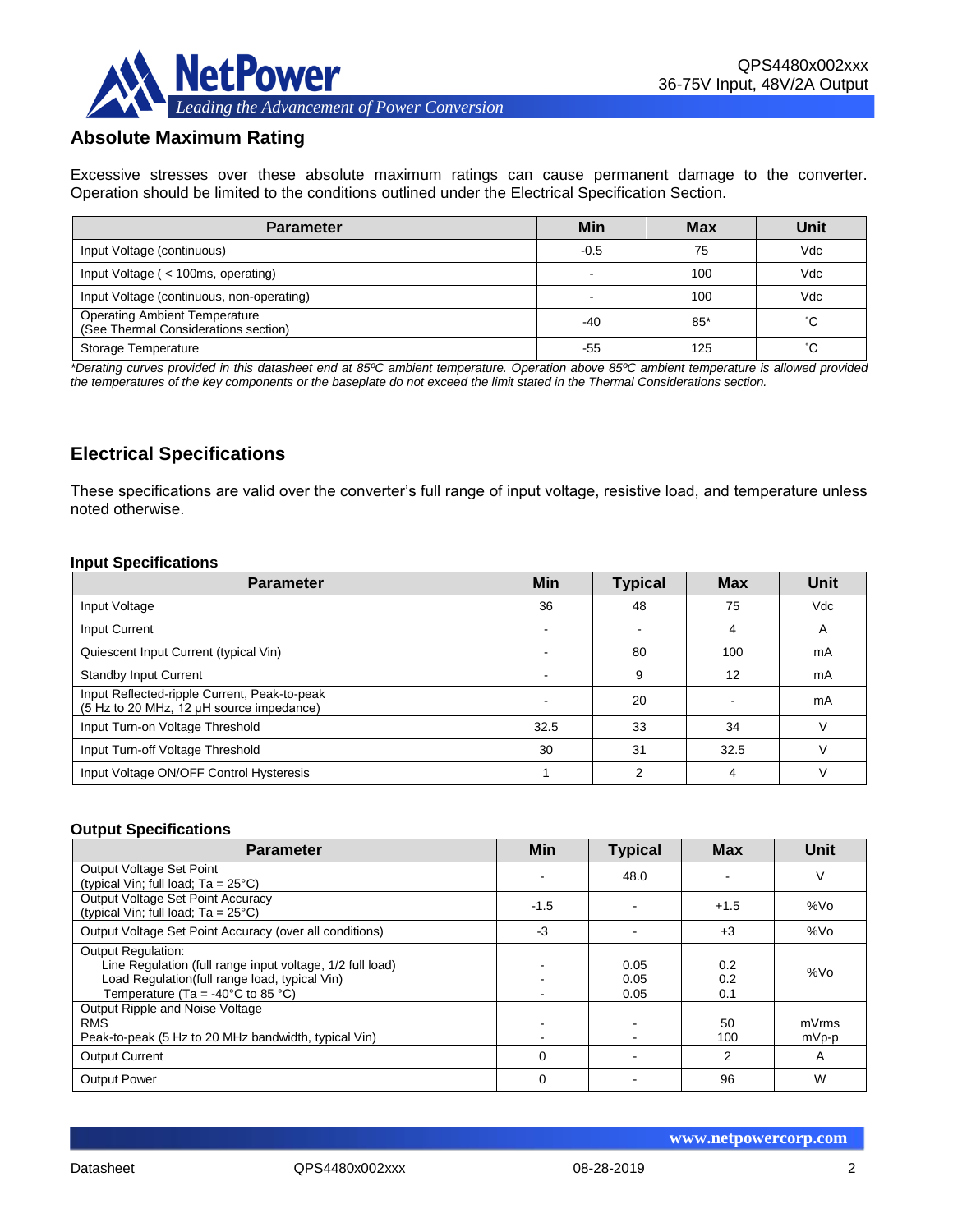## Absolute Maximum Rating

Excessive stresses over these absolute maximum ratings can cause permanent damage to the converter. Operation should be limited to the conditions outlined under the Electrical Specification Section.

| Parameter | Min | Max | Unit |
|---|---|---|---|
| Input Voltage (continuous) | -0.5 | 75 | Vdc |
| Input Voltage ( < 100ms, operating) | - | 100 | Vdc |
| Input Voltage (continuous, non-operating) | - | 100 | Vdc |
| Operating Ambient Temperature (See Thermal Considerations section) | -40 | 85* | ˚C |
| Storage Temperature | -55 | 125 | ˚C |

*\*Derating curves provided in this datasheet end at 85ºC ambient temperature. Operation above 85ºC ambient temperature is allowed provided the temperatures of the key components or the baseplate do not exceed the limit stated in the Thermal Considerations section.*

## Electrical Specifications

These specifications are valid over the converter's full range of input voltage, resistive load, and temperature unless noted otherwise.

**Input Specifications**

| Parameter | Min | Typical | Max | Unit |
|---|---|---|---|---|
| Input Voltage | 36 | 48 | 75 | Vdc |
| Input Current | - | - | 4 | A |
| Quiescent Input Current (typical Vin) | - | 80 | 100 | mA |
| Standby Input Current | - | 9 | 12 | mA |
| Input Reflected-ripple Current, Peak-to-peak (5 Hz to 20 MHz, 12 µH source impedance) | - | 20 | - | mA |
| Input Turn-on Voltage Threshold | 32.5 | 33 | 34 | V |
| Input Turn-off Voltage Threshold | 30 | 31 | 32.5 | V |
| Input Voltage ON/OFF Control Hysteresis | 1 | 2 | 4 | V |

**Output Specifications**

| Parameter | Min | Typical | Max | Unit |
|---|---|---|---|---|
| Output Voltage Set Point (typical Vin; full load; Ta = 25°C) | - | 48.0 | - | V |
| Output Voltage Set Point Accuracy (typical Vin; full load; Ta = 25°C) | -1.5 | - | +1.5 | %Vo |
| Output Voltage Set Point Accuracy (over all conditions) | -3 | - | +3 | %Vo |
| Output Regulation:<br>Line Regulation (full range input voltage, 1/2 full load)<br>Load Regulation(full range load, typical Vin)<br>Temperature (Ta = -40°C to 85 °C) | -<br>-<br>- | 0.05<br>0.05<br>0.05 | 0.2<br>0.2<br>0.1 | %Vo |
| Output Ripple and Noise Voltage<br>RMS<br>Peak-to-peak (5 Hz to 20 MHz bandwidth, typical Vin) | -<br>- | -<br>- | 50<br>100 | mVrms<br>mVp-p |
| Output Current | 0 | - | 2 | A |
| Output Power | 0 | - | 96 | W |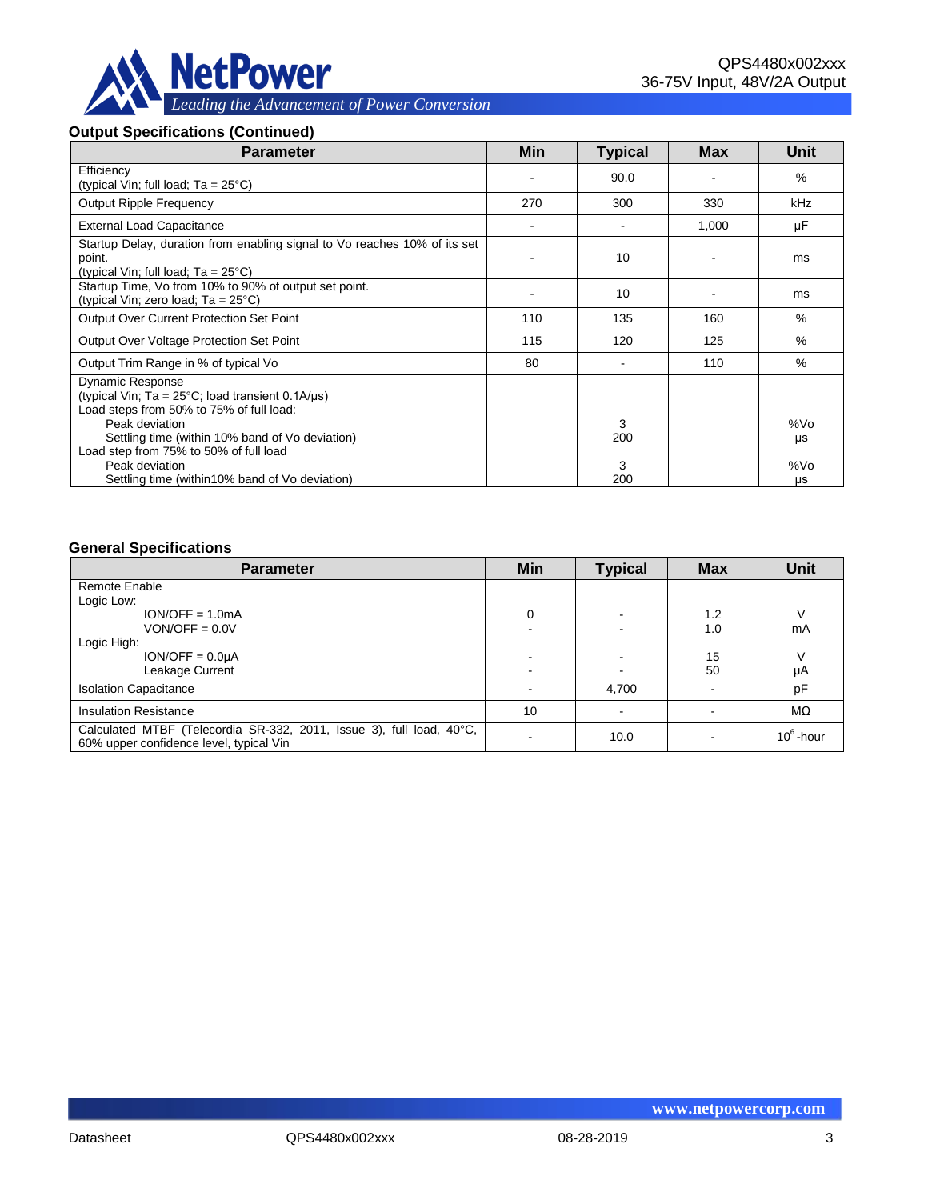### Output Specifications (Continued)

| Parameter | Min | Typical | Max | Unit |
|---|---|---|---|---|
| Efficiency<br>(typical Vin; full load; Ta = 25°C) | - | 90.0 | - | % |
| Output Ripple Frequency | 270 | 300 | 330 | kHz |
| External Load Capacitance | - | - | 1,000 | µF |
| Startup Delay, duration from enabling signal to Vo reaches 10% of its set point.<br>(typical Vin; full load; Ta = 25°C) | - | 10 | - | ms |
| Startup Time, Vo from 10% to 90% of output set point.<br>(typical Vin; zero load; Ta = 25°C) | - | 10 | - | ms |
| Output Over Current Protection Set Point | 110 | 135 | 160 | % |
| Output Over Voltage Protection Set Point | 115 | 120 | 125 | % |
| Output Trim Range in % of typical Vo | 80 | - | 110 | % |
| Dynamic Response<br>(typical Vin; Ta = 25°C; load transient 0.1A/µs)<br>Load steps from 50% to 75% of full load:<br>Peak deviation<br>Settling time (within 10% band of Vo deviation)<br>Load step from 75% to 50% of full load<br>Peak deviation<br>Settling time (within10% band of Vo deviation) | | <br><br><br>3<br>200<br><br>3<br>200 | | <br><br><br>%Vo<br>µs<br><br>%Vo<br>µs |

### General Specifications

| Parameter | Min | Typical | Max | Unit |
|---|---|---|---|---|
| Remote Enable<br>Logic Low:<br>ION/OFF = 1.0mA<br>VON/OFF = 0.0V<br>Logic High:<br>ION/OFF = 0.0µA<br>Leakage Current | <br><br>0<br>-<br><br>-<br>- | <br><br>-<br>-<br><br>-<br>- | <br><br>1.2<br>1.0<br><br>15<br>50 | <br><br>V<br>mA<br><br>V<br>µA |
| Isolation Capacitance | - | 4,700 | - | pF |
| Insulation Resistance | 10 | - | - | MΩ |
| Calculated MTBF (Telecordia SR-332, 2011, Issue 3), full load, 40°C, 60% upper confidence level, typical Vin | - | 10.0 | - | $10^6$-hour |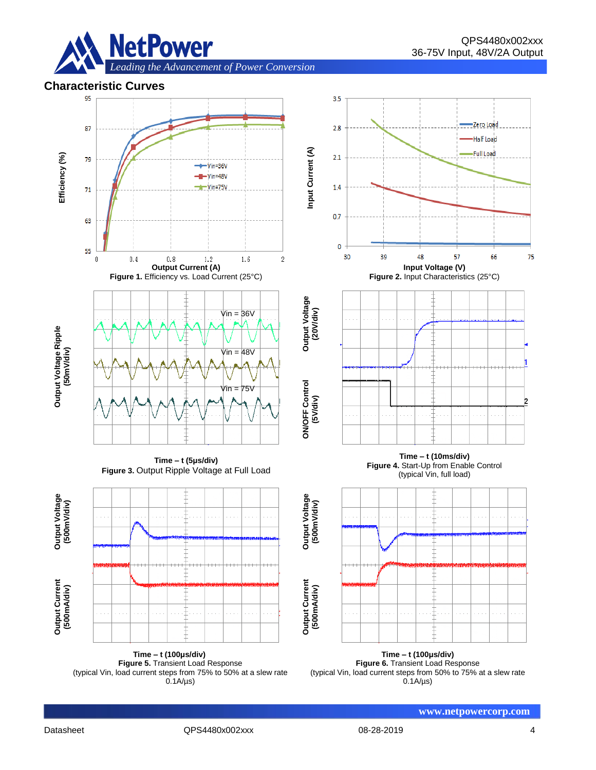## Characteristic Curves

Figure 1. Efficiency vs. Load Current (25°C)

Figure 2. Input Characteristics (25°C)

Time – t (5μs/div)

**Figure 3.** Output Ripple Voltage at Full Load

Time – t (10ms/div)

**Figure 4.** Start-Up from Enable Control (typical Vin, full load)

Time – t (100μs/div)

**Figure 5.** Transient Load Response (typical Vin, load current steps from 75% to 50% at a slew rate 0.1A/μs)

Time – t (100μs/div)

**Figure 6.** Transient Load Response (typical Vin, load current steps from 50% to 75% at a slew rate 0.1A/μs)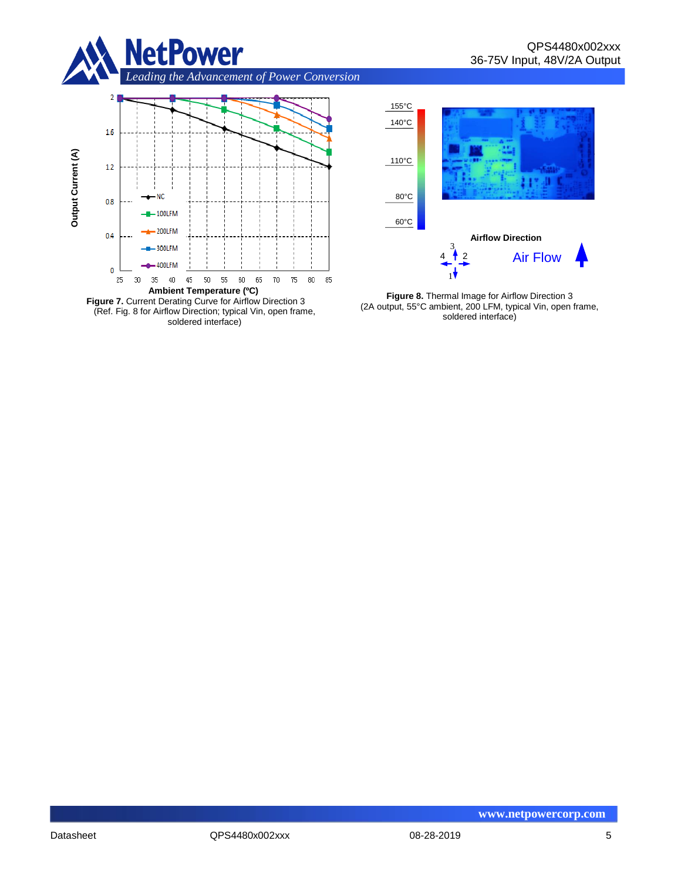**Figure 7.** Current Derating Curve for Airflow Direction 3
(Ref. Fig. 8 for Airflow Direction; typical Vin, open frame, soldered interface)

**Figure 8.** Thermal Image for Airflow Direction 3
(2A output, 55°C ambient, 200 LFM, typical Vin, open frame, soldered interface)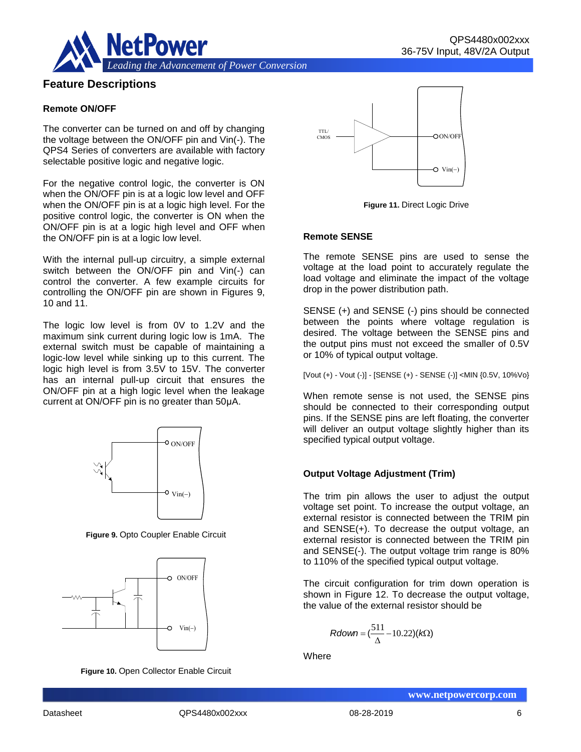## Feature Descriptions

### Remote ON/OFF

The converter can be turned on and off by changing the voltage between the ON/OFF pin and Vin(-). The QPS4 Series of converters are available with factory selectable positive logic and negative logic.

For the negative control logic, the converter is ON when the ON/OFF pin is at a logic low level and OFF when the ON/OFF pin is at a logic high level. For the positive control logic, the converter is ON when the ON/OFF pin is at a logic high level and OFF when the ON/OFF pin is at a logic low level.

With the internal pull-up circuitry, a simple external switch between the ON/OFF pin and Vin(-) can control the converter. A few example circuits for controlling the ON/OFF pin are shown in Figures 9, 10 and 11.

The logic low level is from 0V to 1.2V and the maximum sink current during logic low is 1mA. The external switch must be capable of maintaining a logic-low level while sinking up to this current. The logic high level is from 3.5V to 15V. The converter has an internal pull-up circuit that ensures the ON/OFF pin at a high logic level when the leakage current at ON/OFF pin is no greater than 50μA.

**Figure 9.** Opto Coupler Enable Circuit

**Figure 10.** Open Collector Enable Circuit

**Figure 11.** Direct Logic Drive

### Remote SENSE

The remote SENSE pins are used to sense the voltage at the load point to accurately regulate the load voltage and eliminate the impact of the voltage drop in the power distribution path.

SENSE (+) and SENSE (-) pins should be connected between the points where voltage regulation is desired. The voltage between the SENSE pins and the output pins must not exceed the smaller of 0.5V or 10% of typical output voltage.

[Vout (+) - Vout (-)] - [SENSE (+) - SENSE (-)] <MIN {0.5V, 10%Vo}

When remote sense is not used, the SENSE pins should be connected to their corresponding output pins. If the SENSE pins are left floating, the converter will deliver an output voltage slightly higher than its specified typical output voltage.

### Output Voltage Adjustment (Trim)

The trim pin allows the user to adjust the output voltage set point. To increase the output voltage, an external resistor is connected between the TRIM pin and SENSE(+). To decrease the output voltage, an external resistor is connected between the TRIM pin and SENSE(-). The output voltage trim range is 80% to 110% of the specified typical output voltage.

The circuit configuration for trim down operation is shown in Figure 12. To decrease the output voltage, the value of the external resistor should be

$$Rdown = \left(\frac{511}{\Delta} - 10.22\right)(k\Omega)$$

Where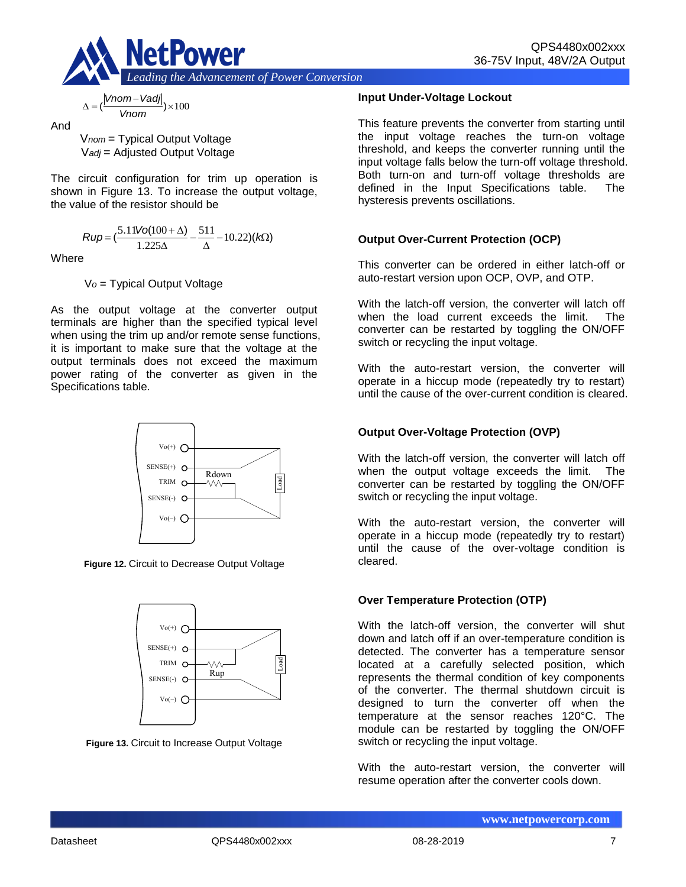$$\Delta = \left(\frac{|Vnom - Vadj|}{Vnom}\right) \times 100$$

And

$V_{nom}$ = Typical Output Voltage
$V_{adj}$ = Adjusted Output Voltage

The circuit configuration for trim up operation is shown in Figure 13. To increase the output voltage, the value of the resistor should be

$$Rup = \left(\frac{5.11Vo(100+\Delta)}{1.225\Delta} - \frac{511}{\Delta} - 10.22\right)(k\Omega)$$

Where

$V_o$ = Typical Output Voltage

As the output voltage at the converter output terminals are higher than the specified typical level when using the trim up and/or remote sense functions, it is important to make sure that the voltage at the output terminals does not exceed the maximum power rating of the converter as given in the Specifications table.

**Figure 12.** Circuit to Decrease Output Voltage

**Figure 13.** Circuit to Increase Output Voltage

### Input Under-Voltage Lockout

This feature prevents the converter from starting until the input voltage reaches the turn-on voltage threshold, and keeps the converter running until the input voltage falls below the turn-off voltage threshold. Both turn-on and turn-off voltage thresholds are defined in the Input Specifications table. The hysteresis prevents oscillations.

### Output Over-Current Protection (OCP)

This converter can be ordered in either latch-off or auto-restart version upon OCP, OVP, and OTP.

With the latch-off version, the converter will latch off when the load current exceeds the limit. The converter can be restarted by toggling the ON/OFF switch or recycling the input voltage.

With the auto-restart version, the converter will operate in a hiccup mode (repeatedly try to restart) until the cause of the over-current condition is cleared.

### Output Over-Voltage Protection (OVP)

With the latch-off version, the converter will latch off when the output voltage exceeds the limit. The converter can be restarted by toggling the ON/OFF switch or recycling the input voltage.

With the auto-restart version, the converter will operate in a hiccup mode (repeatedly try to restart) until the cause of the over-voltage condition is cleared.

### Over Temperature Protection (OTP)

With the latch-off version, the converter will shut down and latch off if an over-temperature condition is detected. The converter has a temperature sensor located at a carefully selected position, which represents the thermal condition of key components of the converter. The thermal shutdown circuit is designed to turn the converter off when the temperature at the sensor reaches 120°C. The module can be restarted by toggling the ON/OFF switch or recycling the input voltage.

With the auto-restart version, the converter will resume operation after the converter cools down.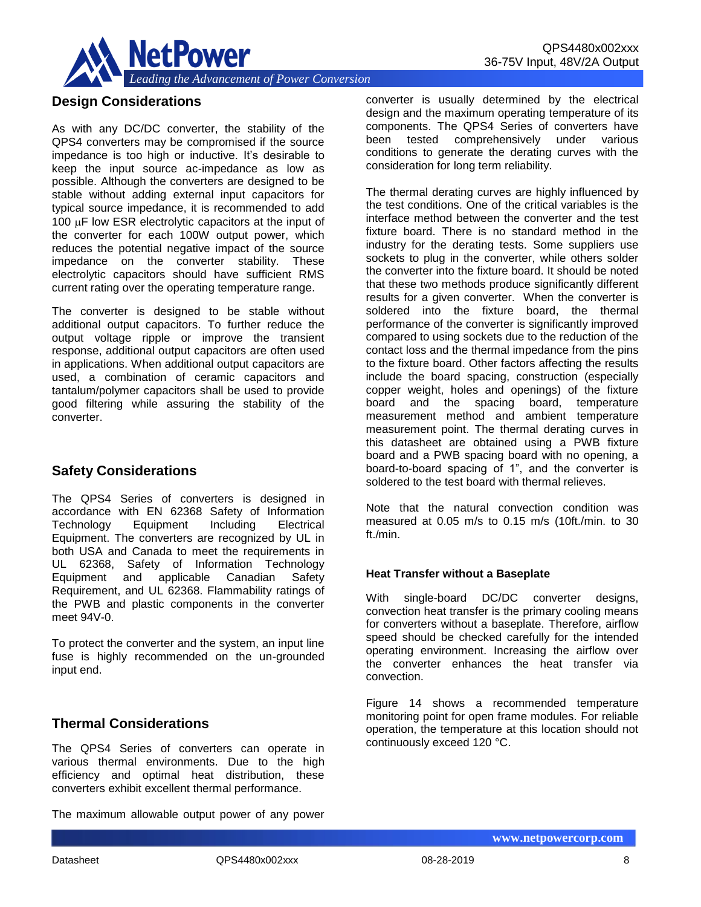## Design Considerations

As with any DC/DC converter, the stability of the QPS4 converters may be compromised if the source impedance is too high or inductive. It's desirable to keep the input source ac-impedance as low as possible. Although the converters are designed to be stable without adding external input capacitors for typical source impedance, it is recommended to add 100 μF low ESR electrolytic capacitors at the input of the converter for each 100W output power, which reduces the potential negative impact of the source impedance on the converter stability. These electrolytic capacitors should have sufficient RMS current rating over the operating temperature range.

The converter is designed to be stable without additional output capacitors. To further reduce the output voltage ripple or improve the transient response, additional output capacitors are often used in applications. When additional output capacitors are used, a combination of ceramic capacitors and tantalum/polymer capacitors shall be used to provide good filtering while assuring the stability of the converter.

## Safety Considerations

The QPS4 Series of converters is designed in accordance with EN 62368 Safety of Information Technology Equipment Including Electrical Equipment. The converters are recognized by UL in both USA and Canada to meet the requirements in UL 62368, Safety of Information Technology Equipment and applicable Canadian Safety Requirement, and UL 62368. Flammability ratings of the PWB and plastic components in the converter meet 94V-0.

To protect the converter and the system, an input line fuse is highly recommended on the un-grounded input end.

## Thermal Considerations

The QPS4 Series of converters can operate in various thermal environments. Due to the high efficiency and optimal heat distribution, these converters exhibit excellent thermal performance.

The maximum allowable output power of any power converter is usually determined by the electrical design and the maximum operating temperature of its components. The QPS4 Series of converters have been tested comprehensively under various conditions to generate the derating curves with the consideration for long term reliability.

The thermal derating curves are highly influenced by the test conditions. One of the critical variables is the interface method between the converter and the test fixture board. There is no standard method in the industry for the derating tests. Some suppliers use sockets to plug in the converter, while others solder the converter into the fixture board. It should be noted that these two methods produce significantly different results for a given converter. When the converter is soldered into the fixture board, the thermal performance of the converter is significantly improved compared to using sockets due to the reduction of the contact loss and the thermal impedance from the pins to the fixture board. Other factors affecting the results include the board spacing, construction (especially copper weight, holes and openings) of the fixture board and the spacing board, temperature measurement method and ambient temperature measurement point. The thermal derating curves in this datasheet are obtained using a PWB fixture board and a PWB spacing board with no opening, a board-to-board spacing of 1", and the converter is soldered to the test board with thermal relieves.

Note that the natural convection condition was measured at 0.05 m/s to 0.15 m/s (10ft./min. to 30 ft./min.

### Heat Transfer without a Baseplate

With single-board DC/DC converter designs, convection heat transfer is the primary cooling means for converters without a baseplate. Therefore, airflow speed should be checked carefully for the intended operating environment. Increasing the airflow over the converter enhances the heat transfer via convection.

Figure 14 shows a recommended temperature monitoring point for open frame modules. For reliable operation, the temperature at this location should not continuously exceed 120 °C.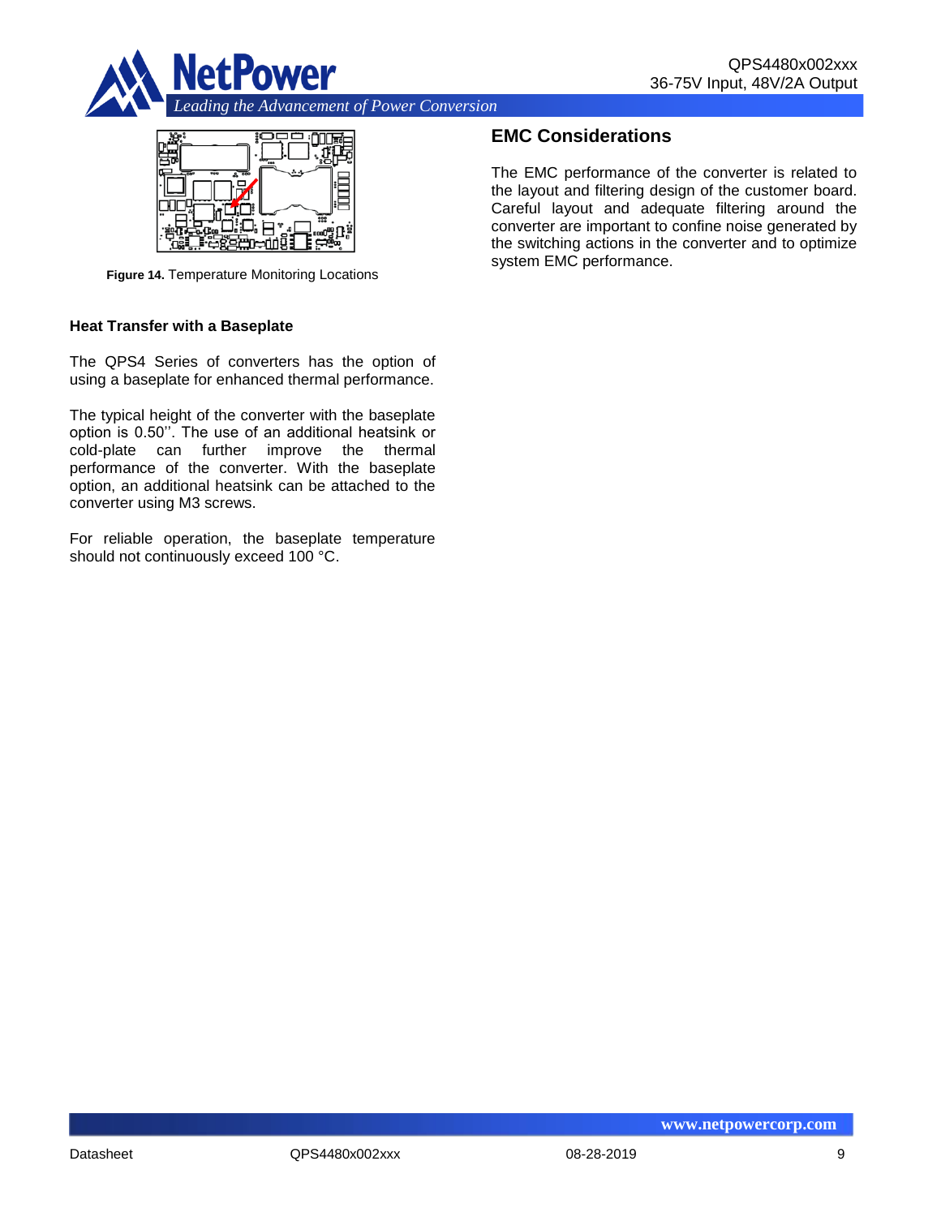Figure 14. Temperature Monitoring Locations

### Heat Transfer with a Baseplate

The QPS4 Series of converters has the option of using a baseplate for enhanced thermal performance.

The typical height of the converter with the baseplate option is 0.50''. The use of an additional heatsink or cold-plate can further improve the thermal performance of the converter. With the baseplate option, an additional heatsink can be attached to the converter using M3 screws.

For reliable operation, the baseplate temperature should not continuously exceed 100 °C.

## EMC Considerations

The EMC performance of the converter is related to the layout and filtering design of the customer board. Careful layout and adequate filtering around the converter are important to confine noise generated by the switching actions in the converter and to optimize system EMC performance.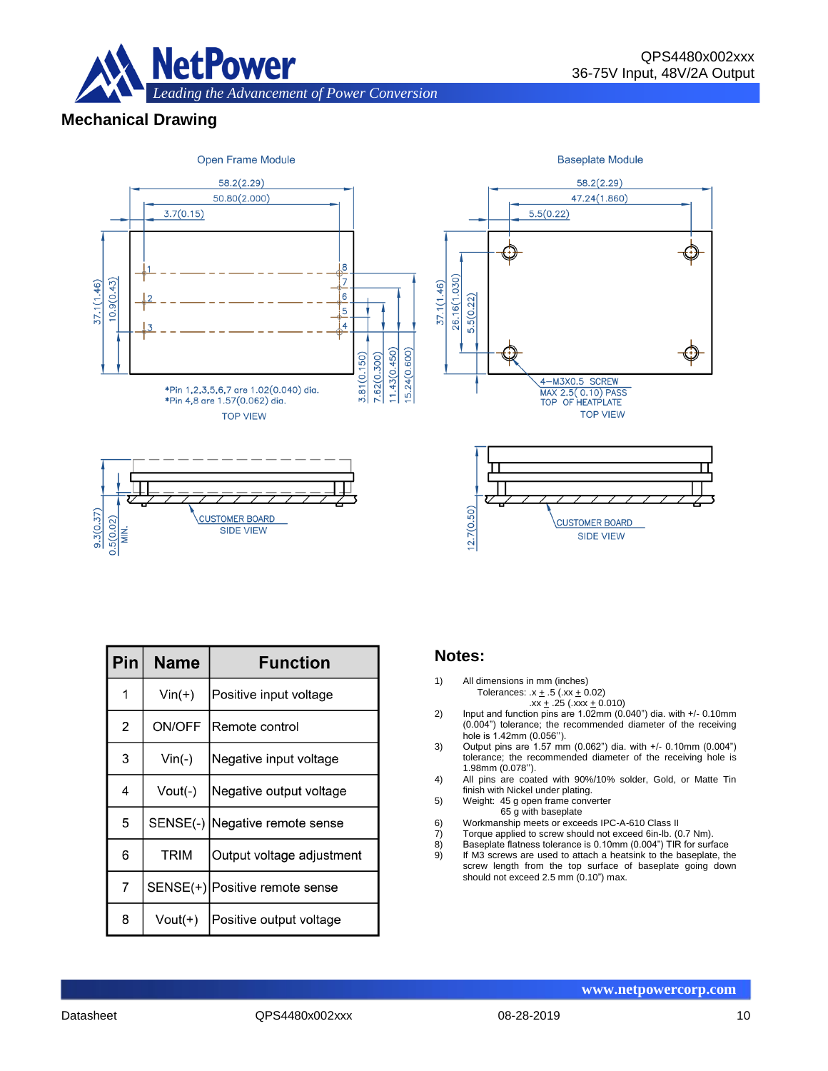## Mechanical Drawing

Open Frame Module

58.2(2.29)
50.80(2.000)
3.7(0.15)
37.1(1.46)
10.9(0.43)
3.81(0.150)
7.62(0.300)
11.43(0.450)
15.24(0.600)

*Pin 1,2,3,5,6,7 are 1.02(0.040) dia.
*Pin 4,8 are 1.57(0.062) dia.

TOP VIEW

9.3(0.37)
0.5(0.02) MIN.
CUSTOMER BOARD
SIDE VIEW

Baseplate Module

58.2(2.29)
47.24(1.860)
5.5(0.22)
37.1(1.46)
26.16(1.030)
5.5(0.22)

4—M3X0.5 SCREW
MAX 2.5( 0.10) PASS
TOP OF HEATPLATE
TOP VIEW

12.7(0.50)
CUSTOMER BOARD
SIDE VIEW

| Pin | Name | Function |
|---|---|---|
| 1 | Vin(+) | Positive input voltage |
| 2 | ON/OFF | Remote control |
| 3 | Vin(-) | Negative input voltage |
| 4 | Vout(-) | Negative output voltage |
| 5 | SENSE(-) | Negative remote sense |
| 6 | TRIM | Output voltage adjustment |
| 7 | SENSE(+) | Positive remote sense |
| 8 | Vout(+) | Positive output voltage |

## Notes:

1) All dimensions in mm (inches)
   Tolerances: .x ± .5 (.xx ± 0.02)
   .xx ± .25 (.xxx ± 0.010)
2) Input and function pins are 1.02mm (0.040") dia. with +/- 0.10mm (0.004") tolerance; the recommended diameter of the receiving hole is 1.42mm (0.056'').
3) Output pins are 1.57 mm (0.062") dia. with +/- 0.10mm (0.004") tolerance; the recommended diameter of the receiving hole is 1.98mm (0.078'').
4) All pins are coated with 90%/10% solder, Gold, or Matte Tin finish with Nickel under plating.
5) Weight: 45 g open frame converter
   65 g with baseplate
6) Workmanship meets or exceeds IPC-A-610 Class II
7) Torque applied to screw should not exceed 6in-lb. (0.7 Nm).
8) Baseplate flatness tolerance is 0.10mm (0.004") TIR for surface
9) If M3 screws are used to attach a heatsink to the baseplate, the screw length from the top surface of baseplate going down should not exceed 2.5 mm (0.10") max.